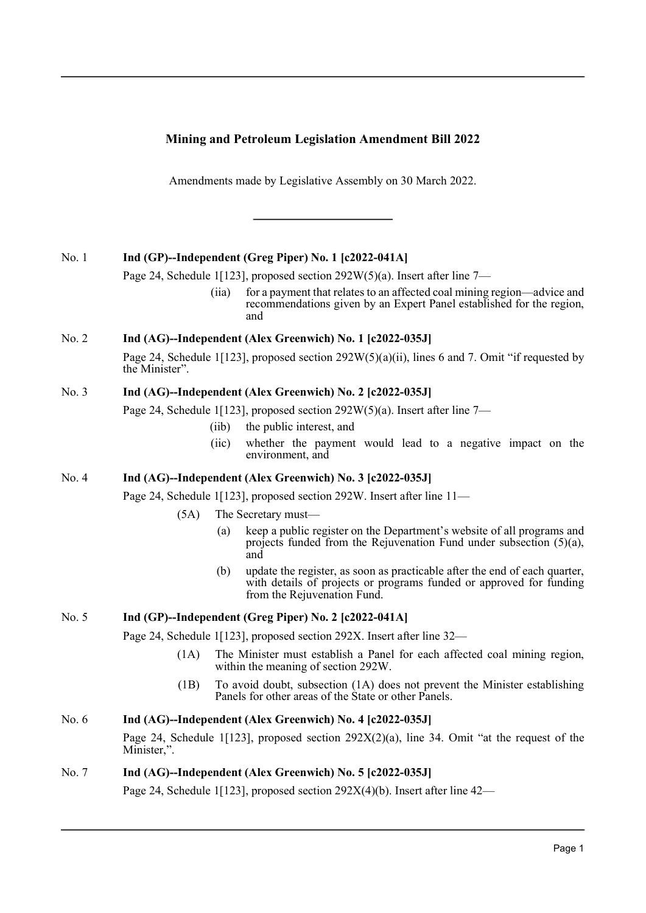# Mining and Petroleum Legislation Amendment Bill 2022

Amendments made by Legislative Assembly on 30 March 2022.

---

No. 1 **Ind (GP)--Independent (Greg Piper) No. 1 [c2022-041A]**

Page 24, Schedule 1[123], proposed section 292W(5)(a). Insert after line 7—

> (iia) for a payment that relates to an affected coal mining region—advice and recommendations given by an Expert Panel established for the region, and

No. 2 **Ind (AG)--Independent (Alex Greenwich) No. 1 [c2022-035J]**

Page 24, Schedule 1[123], proposed section 292W(5)(a)(ii), lines 6 and 7. Omit "if requested by the Minister".

No. 3 **Ind (AG)--Independent (Alex Greenwich) No. 2 [c2022-035J]**

Page 24, Schedule 1[123], proposed section 292W(5)(a). Insert after line 7—

> (iib) the public interest, and
>
> (iic) whether the payment would lead to a negative impact on the environment, and

No. 4 **Ind (AG)--Independent (Alex Greenwich) No. 3 [c2022-035J]**

Page 24, Schedule 1[123], proposed section 292W. Insert after line 11—

> (5A) The Secretary must—
>
> (a) keep a public register on the Department's website of all programs and projects funded from the Rejuvenation Fund under subsection (5)(a), and
>
> (b) update the register, as soon as practicable after the end of each quarter, with details of projects or programs funded or approved for funding from the Rejuvenation Fund.

No. 5 **Ind (GP)--Independent (Greg Piper) No. 2 [c2022-041A]**

Page 24, Schedule 1[123], proposed section 292X. Insert after line 32—

> (1A) The Minister must establish a Panel for each affected coal mining region, within the meaning of section 292W.
>
> (1B) To avoid doubt, subsection (1A) does not prevent the Minister establishing Panels for other areas of the State or other Panels.

No. 6 **Ind (AG)--Independent (Alex Greenwich) No. 4 [c2022-035J]**

Page 24, Schedule 1[123], proposed section 292X(2)(a), line 34. Omit "at the request of the Minister,".

No. 7 **Ind (AG)--Independent (Alex Greenwich) No. 5 [c2022-035J]**

Page 24, Schedule 1[123], proposed section 292X(4)(b). Insert after line 42—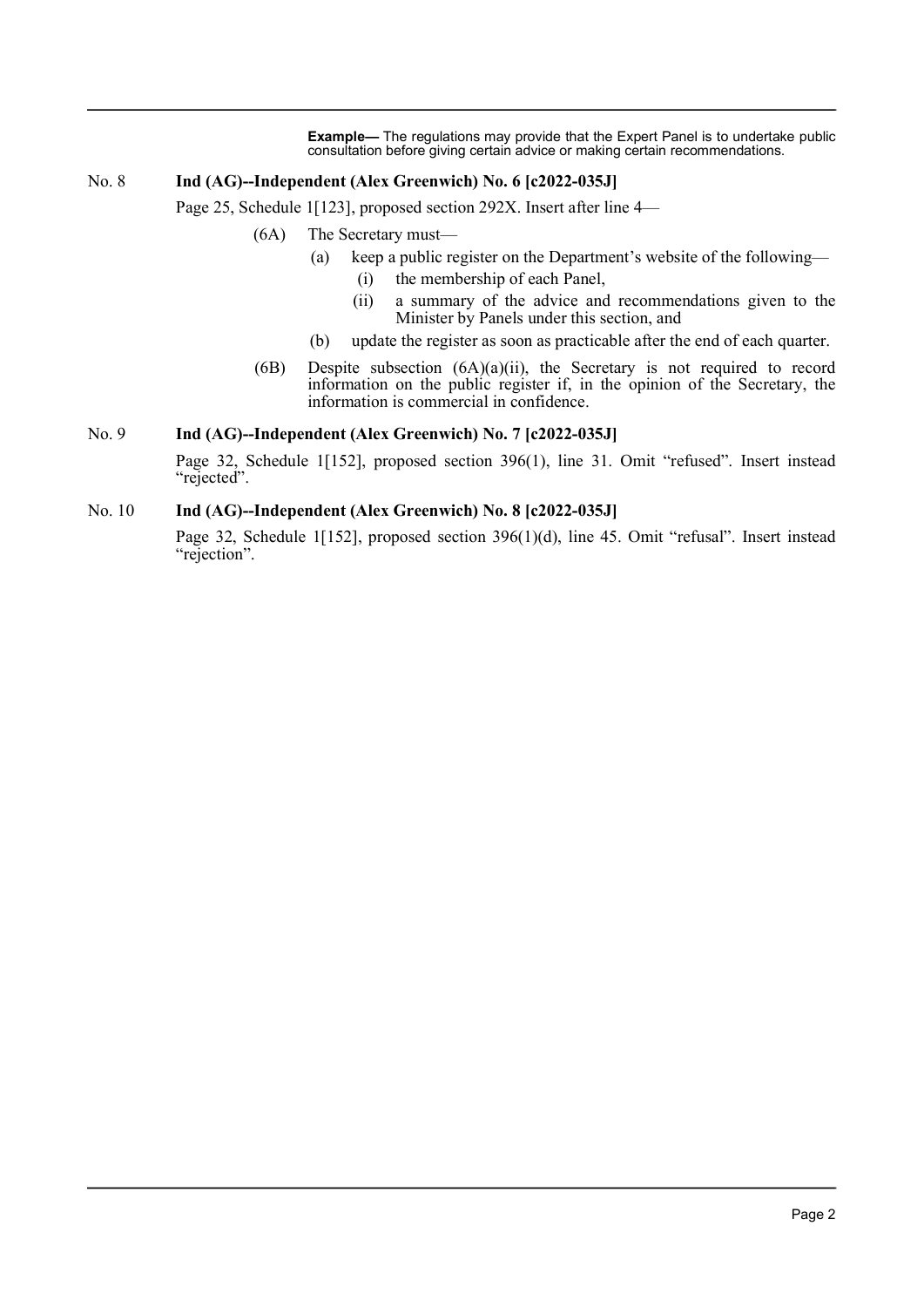**Example—** The regulations may provide that the Expert Panel is to undertake public consultation before giving certain advice or making certain recommendations.

No. 8 **Ind (AG)--Independent (Alex Greenwich) No. 6 [c2022-035J]**

Page 25, Schedule 1[123], proposed section 292X. Insert after line 4—

(6A) The Secretary must—

(a) keep a public register on the Department's website of the following—

(i) the membership of each Panel,

(ii) a summary of the advice and recommendations given to the Minister by Panels under this section, and

(b) update the register as soon as practicable after the end of each quarter.

(6B) Despite subsection (6A)(a)(ii), the Secretary is not required to record information on the public register if, in the opinion of the Secretary, the information is commercial in confidence.

No. 9 **Ind (AG)--Independent (Alex Greenwich) No. 7 [c2022-035J]**

Page 32, Schedule 1[152], proposed section 396(1), line 31. Omit "refused". Insert instead "rejected".

No. 10 **Ind (AG)--Independent (Alex Greenwich) No. 8 [c2022-035J]**

Page 32, Schedule 1[152], proposed section 396(1)(d), line 45. Omit "refusal". Insert instead "rejection".